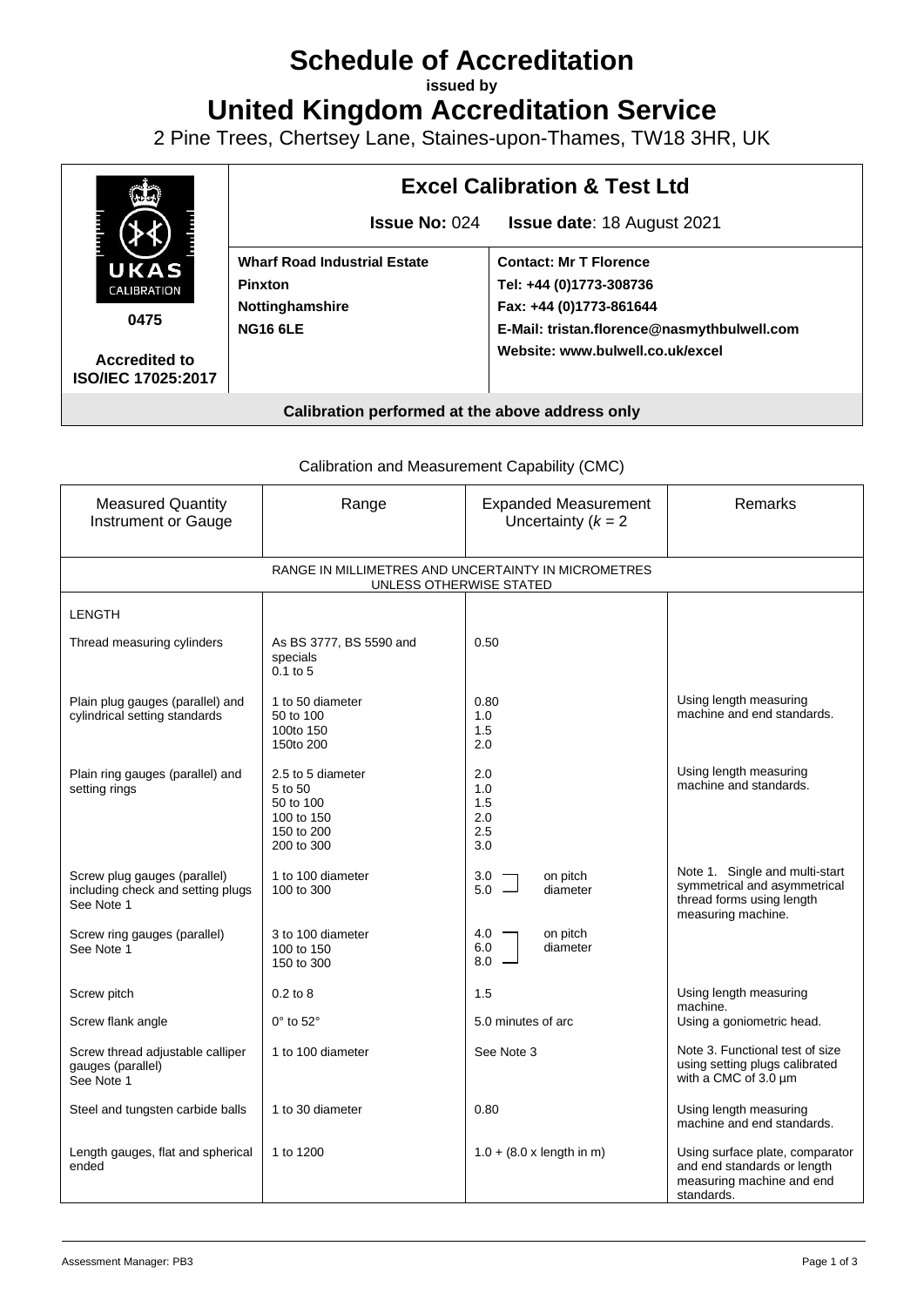# Schedule of Accreditation

**issued by**

# United Kingdom Accreditation Service

2 Pine Trees, Chertsey Lane, Staines-upon-Thames, TW18 3HR, UK

| UKAS CALIBRATION 0475 Accredited to ISO/IEC 17025:2017 | **Excel Calibration & Test Ltd** | |
|---|---|---|
| | **Issue No:** 024 | **Issue date**: 18 August 2021 |
| | **Wharf Road Industrial Estate**<br>**Pinxton**<br>**Nottinghamshire**<br>**NG16 6LE** | **Contact: Mr T Florence**<br>**Tel: +44 (0)1773-308736**<br>**Fax: +44 (0)1773-861644**<br>**E-Mail: tristan.florence@nasmythbulwell.com**<br>**Website: www.bulwell.co.uk/excel** |
| **Calibration performed at the above address only** | | |

Calibration and Measurement Capability (CMC)

| Measured Quantity Instrument or Gauge | Range | Expanded Measurement Uncertainty ($k$ = 2 | Remarks |
|---|---|---|---|
| RANGE IN MILLIMETRES AND UNCERTAINTY IN MICROMETRES UNLESS OTHERWISE STATED | | | |
| LENGTH | | | |
| Thread measuring cylinders | As BS 3777, BS 5590 and specials<br>0.1 to 5 | 0.50 | |
| Plain plug gauges (parallel) and cylindrical setting standards | 1 to 50 diameter<br>50 to 100<br>100to 150<br>150to 200 | 0.80<br>1.0<br>1.5<br>2.0 | Using length measuring machine and end standards. |
| Plain ring gauges (parallel) and setting rings | 2.5 to 5 diameter<br>5 to 50<br>50 to 100<br>100 to 150<br>150 to 200<br>200 to 300 | 2.0<br>1.0<br>1.5<br>2.0<br>2.5<br>3.0 | Using length measuring machine and standards. |
| Screw plug gauges (parallel) including check and setting plugs<br>See Note 1 | 1 to 100 diameter<br>100 to 300 | 3.0<br>5.0 on pitch diameter | Note 1. Single and multi-start symmetrical and asymmetrical thread forms using length measuring machine. |
| Screw ring gauges (parallel)<br>See Note 1 | 3 to 100 diameter<br>100 to 150<br>150 to 300 | 4.0<br>6.0<br>8.0 on pitch diameter | |
| Screw pitch | 0.2 to 8 | 1.5 | Using length measuring machine. |
| Screw flank angle | 0° to 52° | 5.0 minutes of arc | Using a goniometric head. |
| Screw thread adjustable calliper gauges (parallel)<br>See Note 1 | 1 to 100 diameter | See Note 3 | Note 3. Functional test of size using setting plugs calibrated with a CMC of 3.0 µm |
| Steel and tungsten carbide balls | 1 to 30 diameter | 0.80 | Using length measuring machine and end standards. |
| Length gauges, flat and spherical ended | 1 to 1200 | 1.0 + (8.0 x length in m) | Using surface plate, comparator and end standards or length measuring machine and end standards. |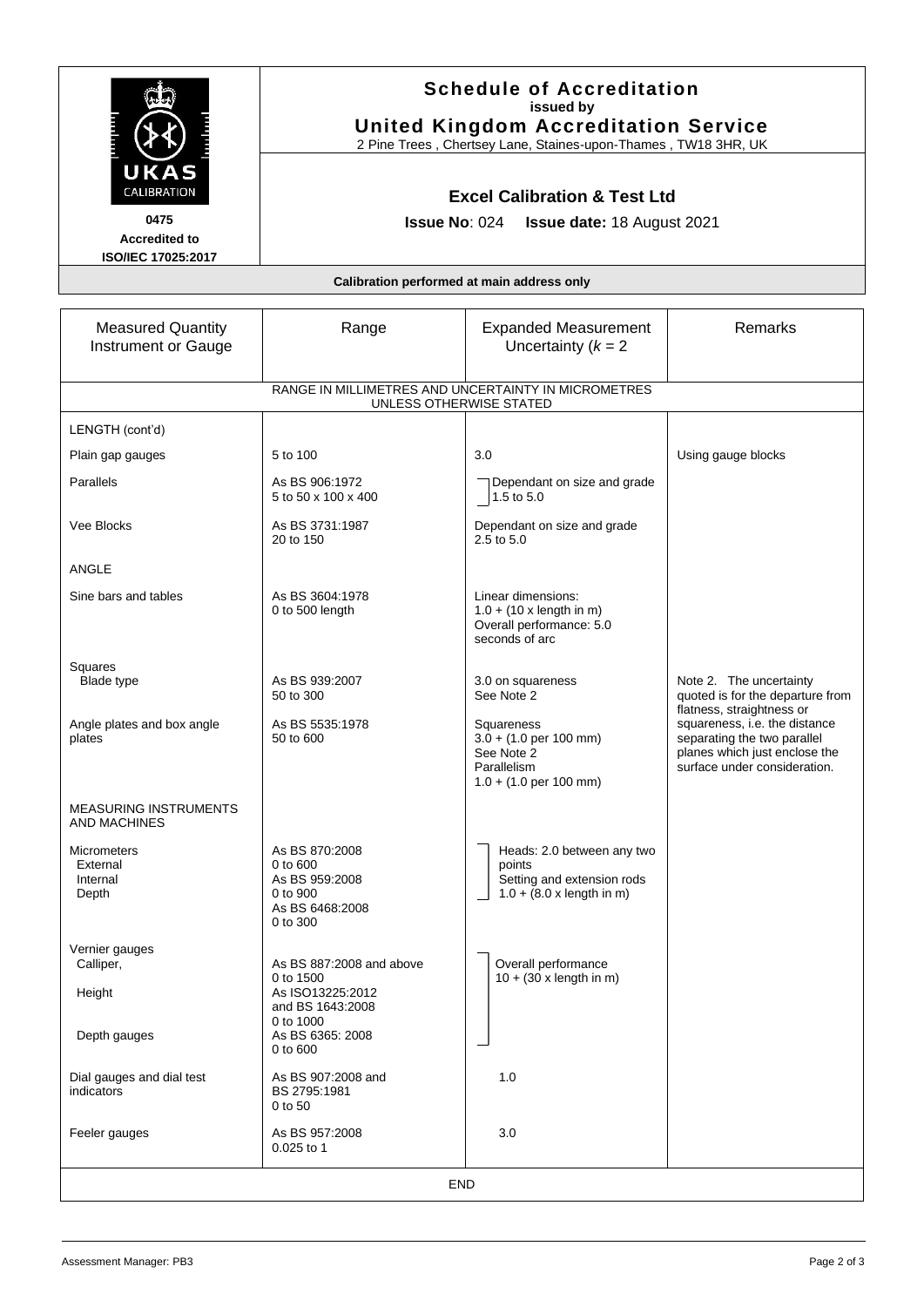**Schedule of Accreditation**
**issued by**
**United Kingdom Accreditation Service**
2 Pine Trees , Chertsey Lane, Staines-upon-Thames , TW18 3HR, UK

UKAS CALIBRATION

**0475**
**Accredited to**
**ISO/IEC 17025:2017**

## Excel Calibration & Test Ltd

**Issue No**: 024 **Issue date:** 18 August 2021

**Calibration performed at main address only**

| Measured Quantity Instrument or Gauge | Range | Expanded Measurement Uncertainty ($k = 2$ | Remarks |
|---|---|---|---|
| RANGE IN MILLIMETRES AND UNCERTAINTY IN MICROMETRES UNLESS OTHERWISE STATED | | | |
| LENGTH (cont'd) | | | |
| Plain gap gauges | 5 to 100 | 3.0 | Using gauge blocks |
| Parallels | As BS 906:1972<br>5 to 50 x 100 x 400 | Dependant on size and grade<br>1.5 to 5.0 | |
| Vee Blocks | As BS 3731:1987<br>20 to 150 | Dependant on size and grade<br>2.5 to 5.0 | |
| ANGLE | | | |
| Sine bars and tables | As BS 3604:1978<br>0 to 500 length | Linear dimensions:<br>1.0 + (10 x length in m)<br>Overall performance: 5.0 seconds of arc | |
| Squares<br>Blade type | As BS 939:2007<br>50 to 300 | 3.0 on squareness<br>See Note 2 | Note 2. The uncertainty quoted is for the departure from flatness, straightness or squareness, i.e. the distance separating the two parallel planes which just enclose the surface under consideration. |
| Angle plates and box angle plates | As BS 5535:1978<br>50 to 600 | Squareness<br>3.0 + (1.0 per 100 mm)<br>See Note 2<br>Parallelism<br>1.0 + (1.0 per 100 mm) | |
| MEASURING INSTRUMENTS AND MACHINES | | | |
| Micrometers<br>External<br>Internal<br>Depth | As BS 870:2008<br>0 to 600<br>As BS 959:2008<br>0 to 900<br>As BS 6468:2008<br>0 to 300 | Heads: 2.0 between any two points<br>Setting and extension rods<br>1.0 + (8.0 x length in m) | |
| Vernier gauges<br>Calliper,<br>Height<br>Depth gauges | As BS 887:2008 and above<br>0 to 1500<br>As ISO13225:2012 and BS 1643:2008<br>0 to 1000<br>As BS 6365: 2008<br>0 to 600 | Overall performance<br>10 + (30 x length in m) | |
| Dial gauges and dial test indicators | As BS 907:2008 and BS 2795:1981<br>0 to 50 | 1.0 | |
| Feeler gauges | As BS 957:2008<br>0.025 to 1 | 3.0 | |
| END | | | |

Assessment Manager: PB3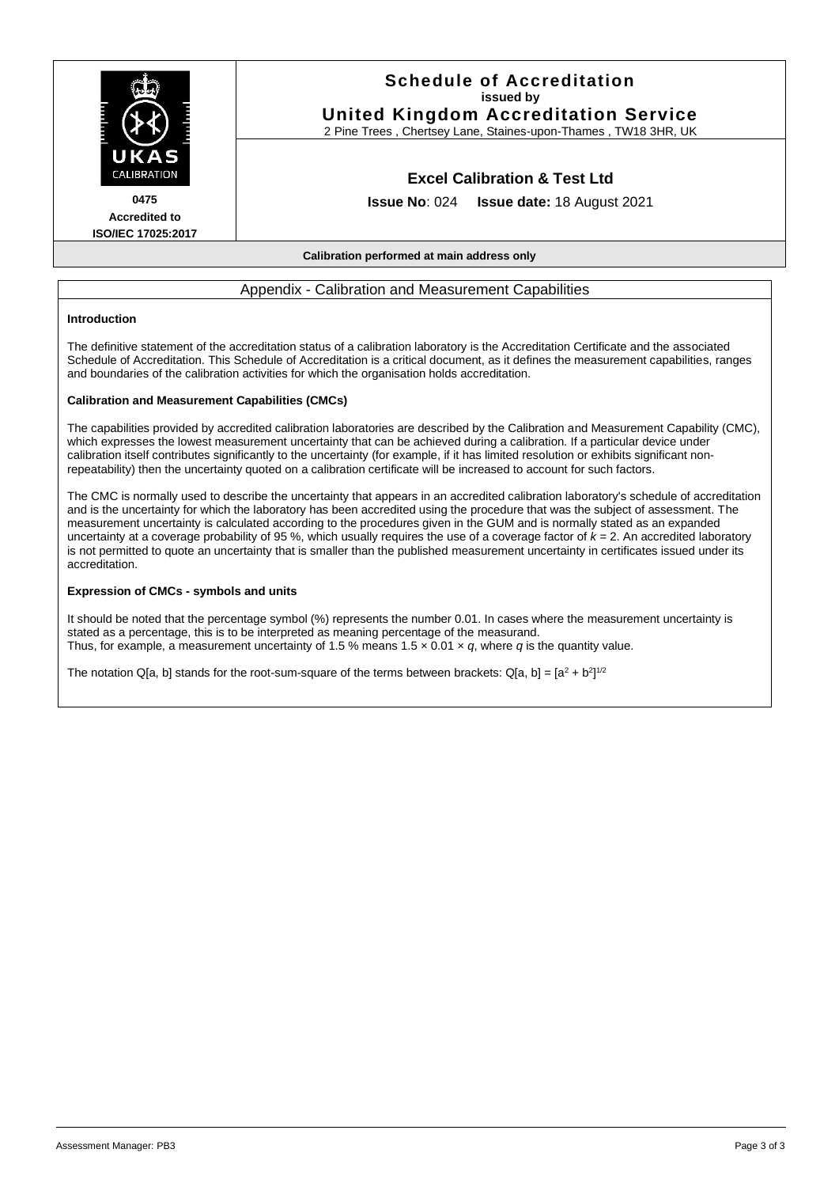# Schedule of Accreditation
**issued by**
**United Kingdom Accreditation Service**
2 Pine Trees , Chertsey Lane, Staines-upon-Thames , TW18 3HR, UK

UKAS CALIBRATION

**0475**
**Accredited to**
**ISO/IEC 17025:2017**

## Excel Calibration & Test Ltd

**Issue No**: 024 **Issue date:** 18 August 2021

**Calibration performed at main address only**

## Appendix - Calibration and Measurement Capabilities

### Introduction

The definitive statement of the accreditation status of a calibration laboratory is the Accreditation Certificate and the associated Schedule of Accreditation. This Schedule of Accreditation is a critical document, as it defines the measurement capabilities, ranges and boundaries of the calibration activities for which the organisation holds accreditation.

### Calibration and Measurement Capabilities (CMCs)

The capabilities provided by accredited calibration laboratories are described by the Calibration and Measurement Capability (CMC), which expresses the lowest measurement uncertainty that can be achieved during a calibration. If a particular device under calibration itself contributes significantly to the uncertainty (for example, if it has limited resolution or exhibits significant non-repeatability) then the uncertainty quoted on a calibration certificate will be increased to account for such factors.

The CMC is normally used to describe the uncertainty that appears in an accredited calibration laboratory's schedule of accreditation and is the uncertainty for which the laboratory has been accredited using the procedure that was the subject of assessment. The measurement uncertainty is calculated according to the procedures given in the GUM and is normally stated as an expanded uncertainty at a coverage probability of 95 %, which usually requires the use of a coverage factor of $k = 2$. An accredited laboratory is not permitted to quote an uncertainty that is smaller than the published measurement uncertainty in certificates issued under its accreditation.

### Expression of CMCs - symbols and units

It should be noted that the percentage symbol (%) represents the number 0.01. In cases where the measurement uncertainty is stated as a percentage, this is to be interpreted as meaning percentage of the measurand.
Thus, for example, a measurement uncertainty of 1.5 % means $1.5 \times 0.01 \times q$, where $q$ is the quantity value.

The notation Q[a, b] stands for the root-sum-square of the terms between brackets: $Q[a, b] = [a^2 + b^2]^{1/2}$

Assessment Manager: PB3